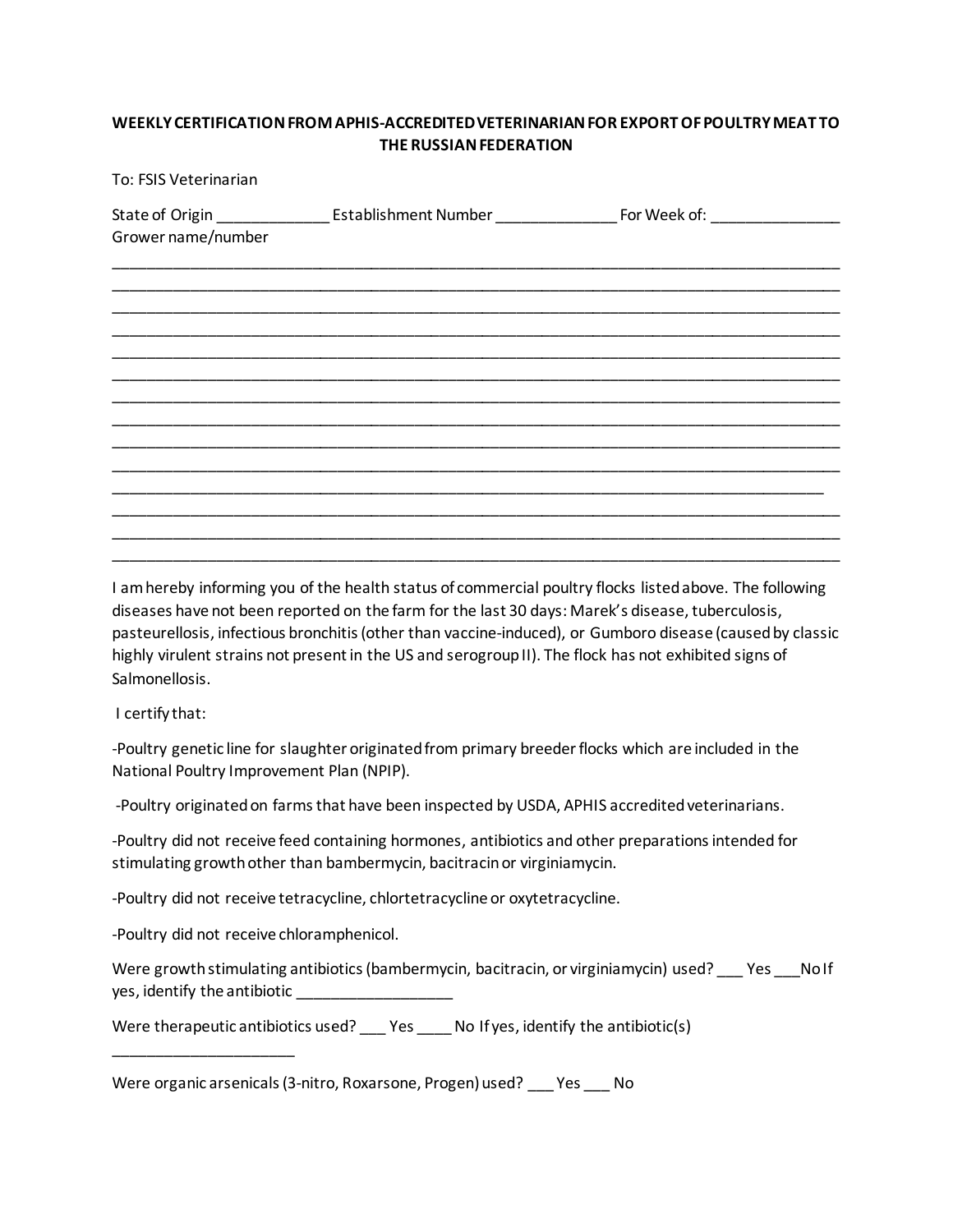**WEEKLY CERTIFICATION FROM APHIS-ACCREDITED VETERINARIAN FOR EXPORT OF POULTRY MEAT TO THE RUSSIAN FEDERATION**

To: FSIS Veterinarian

State of Origin _____________ Establishment Number ______________ For Week of: _______________
Grower name/number

_____________________________________________________________________________________
_____________________________________________________________________________________
_____________________________________________________________________________________
_____________________________________________________________________________________
_____________________________________________________________________________________
_____________________________________________________________________________________
_____________________________________________________________________________________
_____________________________________________________________________________________
_____________________________________________________________________________________
_____________________________________________________________________________________
_____________________________________________________________________________________
_____________________________________________________________________________________
_____________________________________________________________________________________
_____________________________________________________________________________________

I am hereby informing you of the health status of commercial poultry flocks listed above. The following diseases have not been reported on the farm for the last 30 days: Marek's disease, tuberculosis, pasteurellosis, infectious bronchitis (other than vaccine-induced), or Gumboro disease (caused by classic highly virulent strains not present in the US and serogroup II). The flock has not exhibited signs of Salmonellosis.

I certify that:

-Poultry genetic line for slaughter originated from primary breeder flocks which are included in the National Poultry Improvement Plan (NPIP).

-Poultry originated on farms that have been inspected by USDA, APHIS accredited veterinarians.

-Poultry did not receive feed containing hormones, antibiotics and other preparations intended for stimulating growth other than bambermycin, bacitracin or virginiamycin.

-Poultry did not receive tetracycline, chlortetracycline or oxytetracycline.

-Poultry did not receive chloramphenicol.

Were growth stimulating antibiotics (bambermycin, bacitracin, or virginiamycin) used? ___ Yes ___No If yes, identify the antibiotic __________________

Were therapeutic antibiotics used? ___ Yes ____ No If yes, identify the antibiotic(s) _____________________

Were organic arsenicals (3-nitro, Roxarsone, Progen) used? ___ Yes ___ No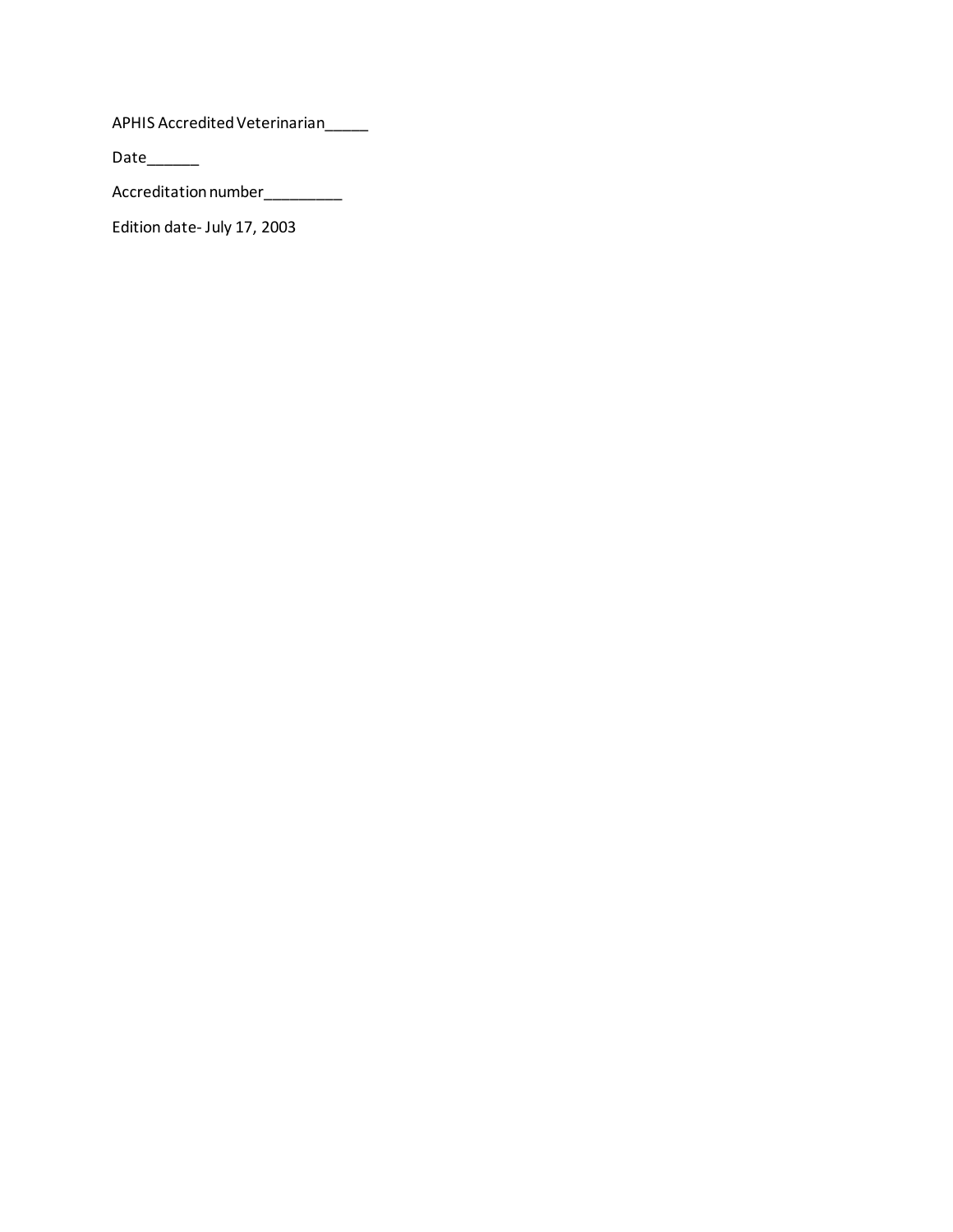APHIS Accredited Veterinarian_____

Date______

Accreditation number_________

Edition date- July 17, 2003